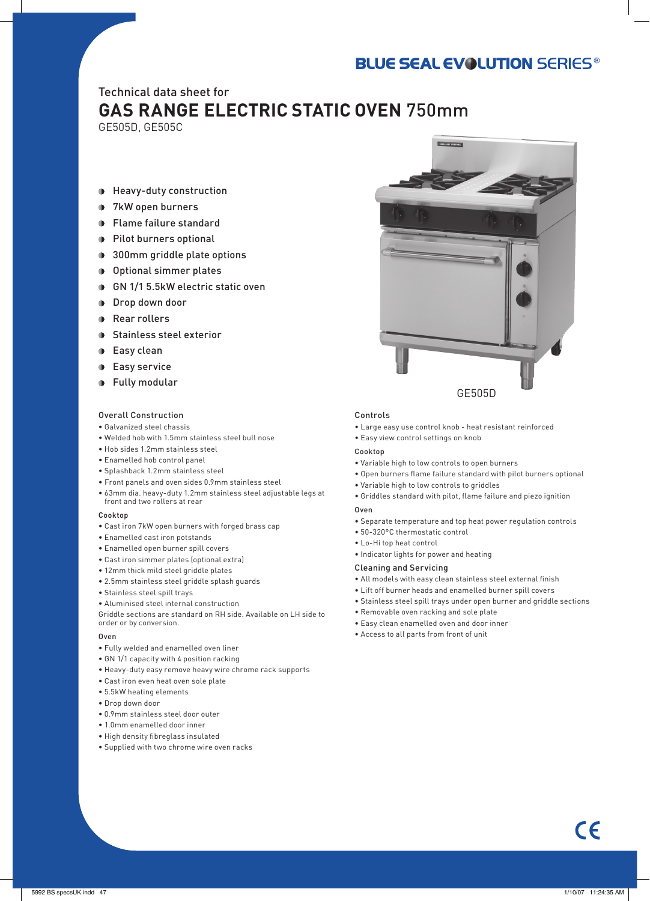BLUE SEAL EVOLUTION SERIES®

Technical data sheet for

# GAS RANGE ELECTRIC STATIC OVEN 750mm

GE505D, GE505C

- Heavy-duty construction
- 7kW open burners
- Flame failure standard
- Pilot burners optional
- 300mm griddle plate options
- Optional simmer plates
- GN 1/1 5.5kW electric static oven
- Drop down door
- Rear rollers
- Stainless steel exterior
- Easy clean
- Easy service
- Fully modular

GE505D

### Overall Construction

- Galvanized steel chassis
- Welded hob with 1.5mm stainless steel bull nose
- Hob sides 1.2mm stainless steel
- Enamelled hob control panel
- Splashback 1.2mm stainless steel
- Front panels and oven sides 0.9mm stainless steel
- 63mm dia. heavy-duty 1.2mm stainless steel adjustable legs at front and two rollers at rear

### Cooktop

- Cast iron 7kW open burners with forged brass cap
- Enamelled cast iron potstands
- Enamelled open burner spill covers
- Cast iron simmer plates (optional extra)
- 12mm thick mild steel griddle plates
- 2.5mm stainless steel griddle splash guards
- Stainless steel spill trays
- Aluminised steel internal construction

Griddle sections are standard on RH side. Available on LH side to order or by conversion.

### Oven

- Fully welded and enamelled oven liner
- GN 1/1 capacity with 4 position racking
- Heavy-duty easy remove heavy wire chrome rack supports
- Cast iron even heat oven sole plate
- 5.5kW heating elements
- Drop down door
- 0.9mm stainless steel door outer
- 1.0mm enamelled door inner
- High density fibreglass insulated
- Supplied with two chrome wire oven racks

### Controls

- Large easy use control knob - heat resistant reinforced
- Easy view control settings on knob

### Cooktop

- Variable high to low controls to open burners
- Open burners flame failure standard with pilot burners optional
- Variable high to low controls to griddles
- Griddles standard with pilot, flame failure and piezo ignition

### Oven

- Separate temperature and top heat power regulation controls
- 50-320°C thermostatic control
- Lo-Hi top heat control
- Indicator lights for power and heating

### Cleaning and Servicing

- All models with easy clean stainless steel external finish
- Lift off burner heads and enamelled burner spill covers
- Stainless steel spill trays under open burner and griddle sections
- Removable oven racking and sole plate
- Easy clean enamelled oven and door inner
- Access to all parts from front of unit

CE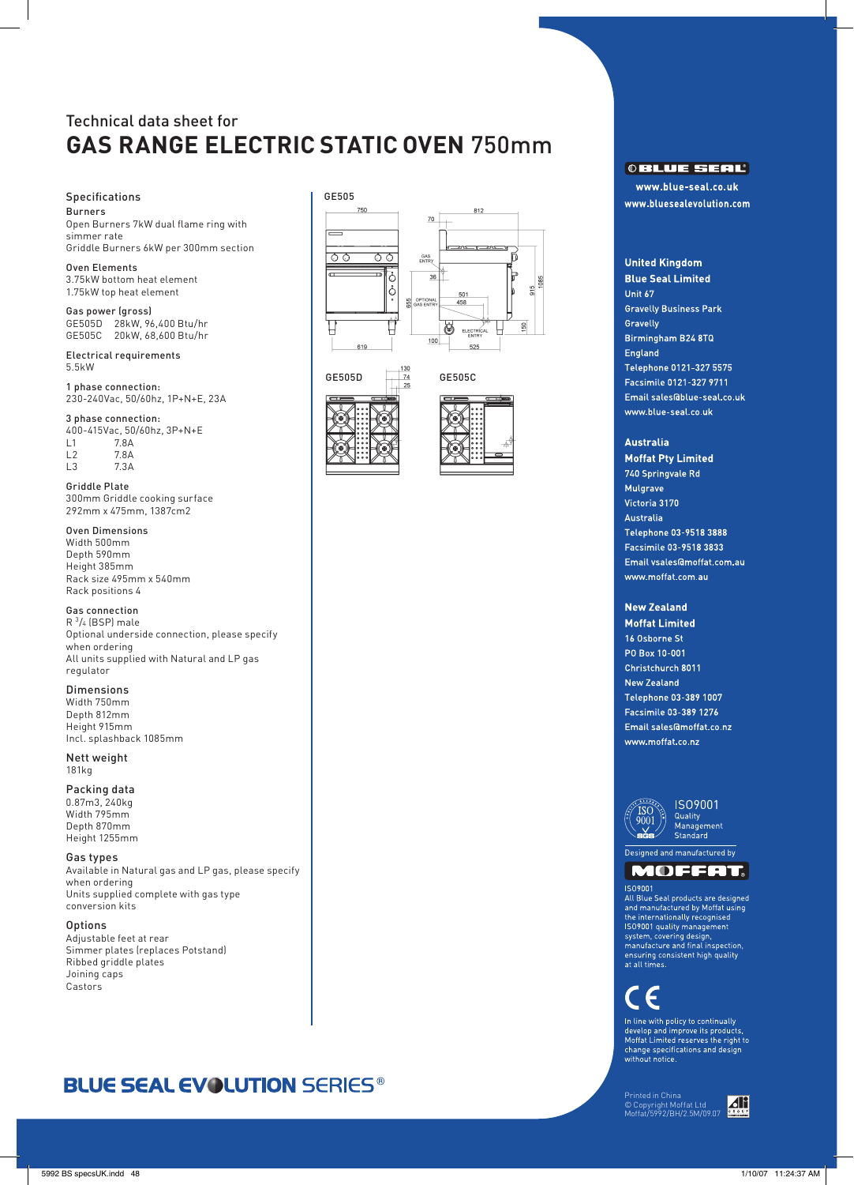Technical data sheet for

# GAS RANGE ELECTRIC STATIC OVEN 750mm

## Specifications

**Burners**
Open Burners 7kW dual flame ring with simmer rate
Griddle Burners 6kW per 300mm section

**Oven Elements**
3.75kW bottom heat element
1.75kW top heat element

**Gas power (gross)**
GE505D 28kW, 96,400 Btu/hr
GE505C 20kW, 68,600 Btu/hr

**Electrical requirements**
5.5kW

**1 phase connection:**
230-240Vac, 50/60hz, 1P+N+E, 23A

**3 phase connection:**
400-415Vac, 50/60hz, 3P+N+E

| | |
|---|---|
| L1 | 7.8A |
| L2 | 7.8A |
| L3 | 7.3A |

**Griddle Plate**
300mm Griddle cooking surface
292mm x 475mm, 1387cm2

**Oven Dimensions**
Width 500mm
Depth 590mm
Height 385mm
Rack size 495mm x 540mm
Rack positions 4

**Gas connection**
R $^{3}/_{4}$ (BSP) male
Optional underside connection, please specify when ordering
All units supplied with Natural and LP gas regulator

### Dimensions
Width 750mm
Depth 812mm
Height 915mm
Incl. splashback 1085mm

### Nett weight
181kg

### Packing data
0.87m3, 240kg
Width 795mm
Depth 870mm
Height 1255mm

### Gas types
Available in Natural gas and LP gas, please specify when ordering
Units supplied complete with gas type conversion kits

### Options
Adjustable feet at rear
Simmer plates (replaces Potstand)
Ribbed griddle plates
Joining caps
Castors

GE505

750
812
70
GAS ENTRY
36
655
OPTIONAL GAS ENTRY
501
458
915
1085
ELECTRICAL ENTRY
150
619
100
525

GE505D
130
74
25

GE505C

BLUE SEAL EVOLUTION SERIES®

BLUE SEAL®
www.blue-seal.co.uk
www.bluesealevolution.com

**United Kingdom**
**Blue Seal Limited**
Unit 67
Gravelly Business Park
Gravelly
Birmingham B24 8TQ
England
Telephone 0121-327 5575
Facsimile 0121-327 9711
Email sales@blue-seal.co.uk
www.blue-seal.co.uk

**Australia**
**Moffat Pty Limited**
740 Springvale Rd
Mulgrave
Victoria 3170
Australia
Telephone 03-9518 3888
Facsimile 03-9518 3833
Email vsales@moffat.com.au
www.moffat.com.au

**New Zealand**
**Moffat Limited**
16 Osborne St
PO Box 10-001
Christchurch 8011
New Zealand
Telephone 03-389 1007
Facsimile 03-389 1276
Email sales@moffat.co.nz
www.moffat.co.nz

ISO9001 Quality Management Standard

Designed and manufactured by MOFFAT

ISO9001
All Blue Seal products are designed and manufactured by Moffat using the internationally recognised ISO9001 quality management system, covering design, manufacture and final inspection, ensuring consistent high quality at all times.

CE

In line with policy to continually develop and improve its products, Moffat Limited reserves the right to change specifications and design without notice.

Printed in China
© Copyright Moffat Ltd
Moffat/5992/BH/2.5M/09.07